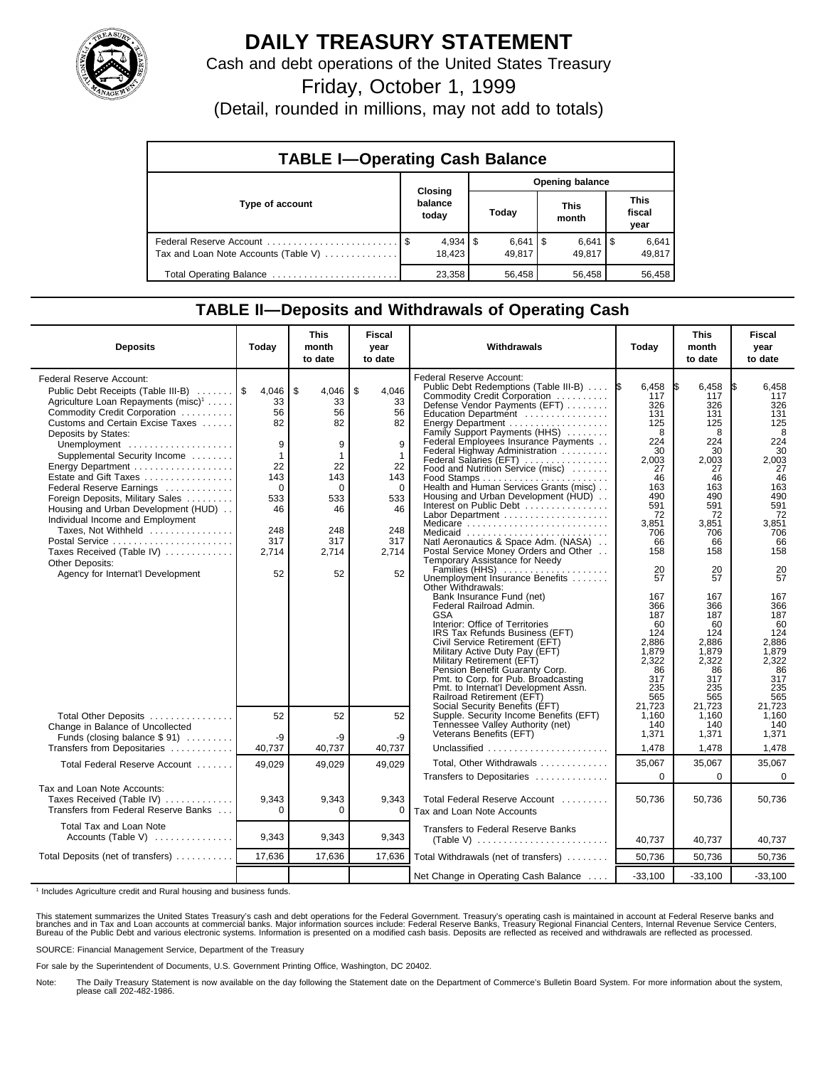# DAILY TREASURY STATEMENT

Cash and debt operations of the United States Treasury

Friday, October 1, 1999

(Detail, rounded in millions, may not add to totals)

## TABLE I—Operating Cash Balance

| Type of account | Closing balance today | Opening balance Today | This month | This fiscal year |
|---|---|---|---|---|
| Federal Reserve Account | $ 4,934 | $ 6,641 | $ 6,641 | $ 6,641 |
| Tax and Loan Note Accounts (Table V) | 18,423 | 49,817 | 49,817 | 49,817 |
| Total Operating Balance | 23,358 | 56,458 | 56,458 | 56,458 |

## TABLE II—Deposits and Withdrawals of Operating Cash

| Deposits | Today | This month to date | Fiscal year to date |
|---|---|---|---|
| Federal Reserve Account: | | | |
| Public Debt Receipts (Table III-B) | $ 4,046 | $ 4,046 | $ 4,046 |
| Agriculture Loan Repayments (misc)[1] | 33 | 33 | 33 |
| Commodity Credit Corporation | 56 | 56 | 56 |
| Customs and Certain Excise Taxes | 82 | 82 | 82 |
| Deposits by States: | | | |
| Unemployment | 9 | 9 | 9 |
| Supplemental Security Income | 1 | 1 | 1 |
| Energy Department | 22 | 22 | 22 |
| Estate and Gift Taxes | 143 | 143 | 143 |
| Federal Reserve Earnings | 0 | 0 | 0 |
| Foreign Deposits, Military Sales | 533 | 533 | 533 |
| Housing and Urban Development (HUD) | 46 | 46 | 46 |
| Individual Income and Employment Taxes, Not Withheld | 248 | 248 | 248 |
| Postal Service | 317 | 317 | 317 |
| Taxes Received (Table IV) | 2,714 | 2,714 | 2,714 |
| Other Deposits: | | | |
| Agency for Internat'l Development | 52 | 52 | 52 |
| Total Other Deposits | 52 | 52 | 52 |
| Change in Balance of Uncollected Funds (closing balance $ 91) | -9 | -9 | -9 |
| Transfers from Depositaries | 40,737 | 40,737 | 40,737 |
| Total Federal Reserve Account | 49,029 | 49,029 | 49,029 |
| Tax and Loan Note Accounts: | | | |
| Taxes Received (Table IV) | 9,343 | 9,343 | 9,343 |
| Transfers from Federal Reserve Banks | 0 | 0 | 0 |
| Total Tax and Loan Note Accounts (Table V) | 9,343 | 9,343 | 9,343 |
| Total Deposits (net of transfers) | 17,636 | 17,636 | 17,636 |

| Withdrawals | Today | This month to date | Fiscal year to date |
|---|---|---|---|
| Federal Reserve Account: | | | |
| Public Debt Redemptions (Table III-B) | $ 6,458 | $ 6,458 | $ 6,458 |
| Commodity Credit Corporation | 117 | 117 | 117 |
| Defense Vendor Payments (EFT) | 326 | 326 | 326 |
| Education Department | 131 | 131 | 131 |
| Energy Department | 125 | 125 | 125 |
| Family Support Payments (HHS) | 8 | 8 | 8 |
| Federal Employees Insurance Payments | 224 | 224 | 224 |
| Federal Highway Administration | 30 | 30 | 30 |
| Federal Salaries (EFT) | 2,003 | 2,003 | 2,003 |
| Food and Nutrition Service (misc) | 27 | 27 | 27 |
| Food Stamps | 46 | 46 | 46 |
| Health and Human Services Grants (misc) | 163 | 163 | 163 |
| Housing and Urban Development (HUD) | 490 | 490 | 490 |
| Interest on Public Debt | 591 | 591 | 591 |
| Labor Department | 72 | 72 | 72 |
| Medicare | 3,851 | 3,851 | 3,851 |
| Medicaid | 706 | 706 | 706 |
| Natl Aeronautics & Space Adm. (NASA) | 66 | 66 | 66 |
| Postal Service Money Orders and Other | 158 | 158 | 158 |
| Temporary Assistance for Needy Families (HHS) | 20 | 20 | 20 |
| Unemployment Insurance Benefits | 57 | 57 | 57 |
| Other Withdrawals: | | | |
| Bank Insurance Fund (net) | 167 | 167 | 167 |
| Federal Railroad Admin. | 366 | 366 | 366 |
| GSA | 187 | 187 | 187 |
| Interior: Office of Territories | 60 | 60 | 60 |
| IRS Tax Refunds Business (EFT) | 124 | 124 | 124 |
| Civil Service Retirement (EFT) | 2,886 | 2,886 | 2,886 |
| Military Active Duty Pay (EFT) | 1,879 | 1,879 | 1,879 |
| Military Retirement (EFT) | 2,322 | 2,322 | 2,322 |
| Pension Benefit Guaranty Corp. | 86 | 86 | 86 |
| Pmt. to Corp. for Pub. Broadcasting | 317 | 317 | 317 |
| Pmt. to Internat'l Development Assn. | 235 | 235 | 235 |
| Railroad Retirement (EFT) | 565 | 565 | 565 |
| Social Security Benefits (EFT) | 21,723 | 21,723 | 21,723 |
| Supple. Security Income Benefits (EFT) | 1,160 | 1,160 | 1,160 |
| Tennessee Valley Authority (net) | 140 | 140 | 140 |
| Veterans Benefits (EFT) | 1,371 | 1,371 | 1,371 |
| Unclassified | 1,478 | 1,478 | 1,478 |
| Total, Other Withdrawals | 35,067 | 35,067 | 35,067 |
| Transfers to Depositaries | 0 | 0 | 0 |
| Total Federal Reserve Account | 50,736 | 50,736 | 50,736 |
| Tax and Loan Note Accounts | | | |
| Transfers to Federal Reserve Banks (Table V) | 40,737 | 40,737 | 40,737 |
| Total Withdrawals (net of transfers) | 50,736 | 50,736 | 50,736 |
| Net Change in Operating Cash Balance | -33,100 | -33,100 | -33,100 |

[1] Includes Agriculture credit and Rural housing and business funds.

This statement summarizes the United States Treasury's cash and debt operations for the Federal Government. Treasury's operating cash is maintained in account at Federal Reserve banks and branches and in Tax and Loan accounts at commercial banks. Major information sources include: Federal Reserve Banks, Treasury Regional Financial Centers, Internal Revenue Service Centers, Bureau of the Public Debt and various electronic systems. Information is presented on a modified cash basis. Deposits are reflected as received and withdrawals are reflected as processed.

SOURCE: Financial Management Service, Department of the Treasury

For sale by the Superintendent of Documents, U.S. Government Printing Office, Washington, DC 20402.

Note: The Daily Treasury Statement is now available on the day following the Statement date on the Department of Commerce's Bulletin Board System. For more information about the system, please call 202-482-1986.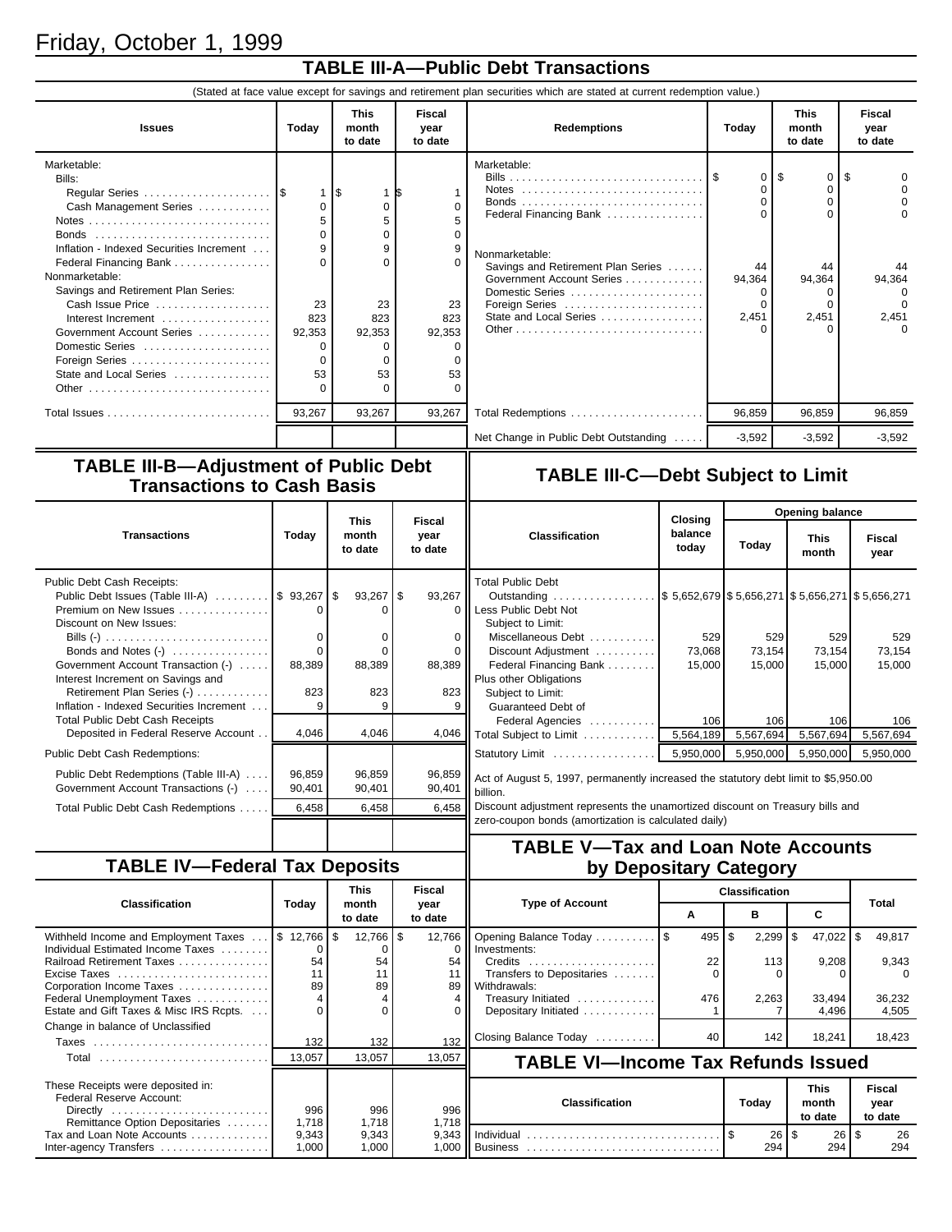Friday, October 1, 1999

## TABLE III-A—Public Debt Transactions

(Stated at face value except for savings and retirement plan securities which are stated at current redemption value.)

| Issues | Today | This month to date | Fiscal year to date |
|---|---|---|---|
| Marketable: | | | |
| Bills: | | | |
| Regular Series | $ 1 | $ 1 | $ 1 |
| Cash Management Series | 0 | 0 | 0 |
| Notes | 5 | 5 | 5 |
| Bonds | 0 | 0 | 0 |
| Inflation - Indexed Securities Increment | 9 | 9 | 9 |
| Federal Financing Bank | 0 | 0 | 0 |
| Nonmarketable: | | | |
| Savings and Retirement Plan Series: | | | |
| Cash Issue Price | 23 | 23 | 23 |
| Interest Increment | 823 | 823 | 823 |
| Government Account Series | 92,353 | 92,353 | 92,353 |
| Domestic Series | 0 | 0 | 0 |
| Foreign Series | 0 | 0 | 0 |
| State and Local Series | 53 | 53 | 53 |
| Other | 0 | 0 | 0 |
| Total Issues | 93,267 | 93,267 | 93,267 |

| Redemptions | Today | This month to date | Fiscal year to date |
|---|---|---|---|
| Marketable: | | | |
| Bills | $ 0 | $ 0 | $ 0 |
| Notes | 0 | 0 | 0 |
| Bonds | 0 | 0 | 0 |
| Federal Financing Bank | 0 | 0 | 0 |
| Nonmarketable: | | | |
| Savings and Retirement Plan Series | 44 | 44 | 44 |
| Government Account Series | 94,364 | 94,364 | 94,364 |
| Domestic Series | 0 | 0 | 0 |
| Foreign Series | 0 | 0 | 0 |
| State and Local Series | 2,451 | 2,451 | 2,451 |
| Other | 0 | 0 | 0 |
| Total Redemptions | 96,859 | 96,859 | 96,859 |
| Net Change in Public Debt Outstanding | -3,592 | -3,592 | -3,592 |

## TABLE III-B—Adjustment of Public Debt Transactions to Cash Basis

| Transactions | Today | This month to date | Fiscal year to date |
|---|---|---|---|
| Public Debt Cash Receipts: | | | |
| Public Debt Issues (Table III-A) | $ 93,267 | $ 93,267 | $ 93,267 |
| Premium on New Issues | 0 | 0 | 0 |
| Discount on New Issues: | | | |
| Bills (-) | 0 | 0 | 0 |
| Bonds and Notes (-) | 0 | 0 | 0 |
| Government Account Transaction (-) | 88,389 | 88,389 | 88,389 |
| Interest Increment on Savings and Retirement Plan Series (-) | 823 | 823 | 823 |
| Inflation - Indexed Securities Increment | 9 | 9 | 9 |
| Total Public Debt Cash Receipts Deposited in Federal Reserve Account | 4,046 | 4,046 | 4,046 |
| Public Debt Cash Redemptions: | | | |
| Public Debt Redemptions (Table III-A) | 96,859 | 96,859 | 96,859 |
| Government Account Transactions (-) | 90,401 | 90,401 | 90,401 |
| Total Public Debt Cash Redemptions | 6,458 | 6,458 | 6,458 |

## TABLE III-C—Debt Subject to Limit

| Classification | Closing balance today | Opening balance Today | Opening balance This month | Opening balance Fiscal year |
|---|---|---|---|---|
| Total Public Debt Outstanding | $ 5,652,679 | $ 5,656,271 | $ 5,656,271 | $ 5,656,271 |
| Less Public Debt Not Subject to Limit: | | | | |
| Miscellaneous Debt | 529 | 529 | 529 | 529 |
| Discount Adjustment | 73,068 | 73,154 | 73,154 | 73,154 |
| Federal Financing Bank | 15,000 | 15,000 | 15,000 | 15,000 |
| Plus other Obligations Subject to Limit: | | | | |
| Guaranteed Debt of Federal Agencies | 106 | 106 | 106 | 106 |
| Total Subject to Limit | 5,564,189 | 5,567,694 | 5,567,694 | 5,567,694 |
| Statutory Limit | 5,950,000 | 5,950,000 | 5,950,000 | 5,950,000 |

Act of August 5, 1997, permanently increased the statutory debt limit to $5,950.00 billion.

Discount adjustment represents the unamortized discount on Treasury bills and zero-coupon bonds (amortization is calculated daily)

## TABLE IV—Federal Tax Deposits

| Classification | Today | This month to date | Fiscal year to date |
|---|---|---|---|
| Withheld Income and Employment Taxes | $ 12,766 | $ 12,766 | $ 12,766 |
| Individual Estimated Income Taxes | 0 | 0 | 0 |
| Railroad Retirement Taxes | 54 | 54 | 54 |
| Excise Taxes | 11 | 11 | 11 |
| Corporation Income Taxes | 89 | 89 | 89 |
| Federal Unemployment Taxes | 4 | 4 | 4 |
| Estate and Gift Taxes & Misc IRS Rcpts. | 0 | 0 | 0 |
| Change in balance of Unclassified Taxes | 132 | 132 | 132 |
| Total | 13,057 | 13,057 | 13,057 |
| These Receipts were deposited in: | | | |
| Federal Reserve Account: | | | |
| Directly | 996 | 996 | 996 |
| Remittance Option Depositaries | 1,718 | 1,718 | 1,718 |
| Tax and Loan Note Accounts | 9,343 | 9,343 | 9,343 |
| Inter-agency Transfers | 1,000 | 1,000 | 1,000 |

## TABLE V—Tax and Loan Note Accounts by Depositary Category

| Type of Account | Classification A | Classification B | Classification C | Total |
|---|---|---|---|---|
| Opening Balance Today | $ 495 | $ 2,299 | $ 47,022 | $ 49,817 |
| Investments: | | | | |
| Credits | 22 | 113 | 9,208 | 9,343 |
| Transfers to Depositaries | 0 | 0 | 0 | 0 |
| Withdrawals: | | | | |
| Treasury Initiated | 476 | 2,263 | 33,494 | 36,232 |
| Depositary Initiated | 1 | 7 | 4,496 | 4,505 |
| Closing Balance Today | 40 | 142 | 18,241 | 18,423 |

## TABLE VI—Income Tax Refunds Issued

| Classification | Today | This month to date | Fiscal year to date |
|---|---|---|---|
| Individual | $ 26 | $ 26 | $ 26 |
| Business | 294 | 294 | 294 |